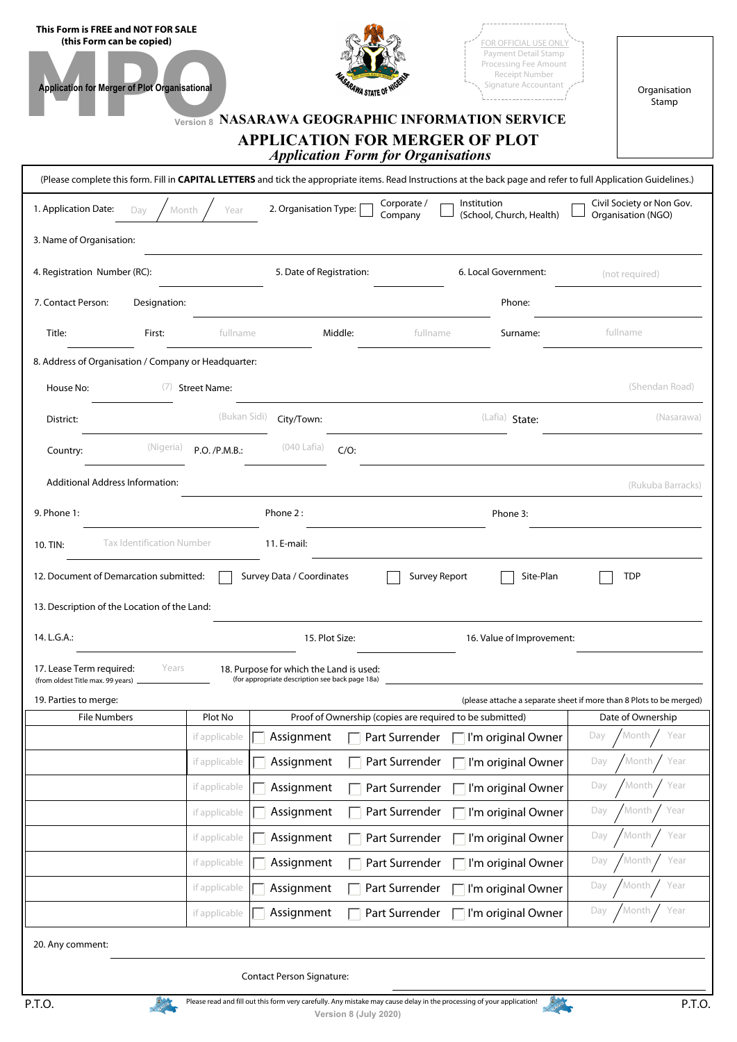**This Form is FREE and NOT FOR SALE**
**(this Form can be copied)**

# MPO

**Application for Merger of Plot Organisational**

Version 8

FOR OFFICIAL USE ONLY
Payment Detail Stamp
Processing Fee Amount
Receipt Number
Signature Accountant

Organisation Stamp

## NASARAWA GEOGRAPHIC INFORMATION SERVICE

## APPLICATION FOR MERGER OF PLOT

### *Application Form for Organisations*

(Please complete this form. Fill in **CAPITAL LETTERS** and tick the appropriate items. Read Instructions at the back page and refer to full Application Guidelines.)

1. Application Date: Day / Month / Year
2. Organisation Type: ☐ Corporate / Company ☐ Institution (School, Church, Health) ☐ Civil Society or Non Gov. Organisation (NGO)
3. Name of Organisation:
4. Registration Number (RC):
5. Date of Registration:
6. Local Government: (not required)
7. Contact Person: Designation: Phone:
   Title: First: fullname Middle: fullname Surname: fullname
8. Address of Organisation / Company or Headquarter:
   House No: (7) Street Name: (Shendan Road)
   District: (Bukan Sidi) City/Town: (Lafia) State: (Nasarawa)
   Country: (Nigeria) P.O. /P.M.B.: (040 Lafia) C/O:
   Additional Address Information: (Rukuba Barracks)
9. Phone 1: Phone 2 : Phone 3:
10. TIN: Tax Identification Number
11. E-mail:
12. Document of Demarcation submitted: ☐ Survey Data / Coordinates ☐ Survey Report ☐ Site-Plan ☐ TDP
13. Description of the Location of the Land:
14. L.G.A.:
15. Plot Size:
16. Value of Improvement:
17. Lease Term required: Years (from oldest Title max. 99 years)
18. Purpose for which the Land is used: (for appropriate description see back page 18a)
19. Parties to merge: (please attache a separate sheet if more than 8 Plots to be merged)

| File Numbers | Plot No | Proof of Ownership (copies are required to be submitted) | Date of Ownership |
|---|---|---|---|
| | if applicable | ☐ Assignment ☐ Part Surrender ☐ I'm original Owner | Day / Month / Year |
| | if applicable | ☐ Assignment ☐ Part Surrender ☐ I'm original Owner | Day / Month / Year |
| | if applicable | ☐ Assignment ☐ Part Surrender ☐ I'm original Owner | Day / Month / Year |
| | if applicable | ☐ Assignment ☐ Part Surrender ☐ I'm original Owner | Day / Month / Year |
| | if applicable | ☐ Assignment ☐ Part Surrender ☐ I'm original Owner | Day / Month / Year |
| | if applicable | ☐ Assignment ☐ Part Surrender ☐ I'm original Owner | Day / Month / Year |
| | if applicable | ☐ Assignment ☐ Part Surrender ☐ I'm original Owner | Day / Month / Year |
| | if applicable | ☐ Assignment ☐ Part Surrender ☐ I'm original Owner | Day / Month / Year |

20. Any comment:

Contact Person Signature:

P.T.O.

Please read and fill out this form very carefully. Any mistake may cause delay in the processing of your application!

Version 8 (July 2020)

P.T.O.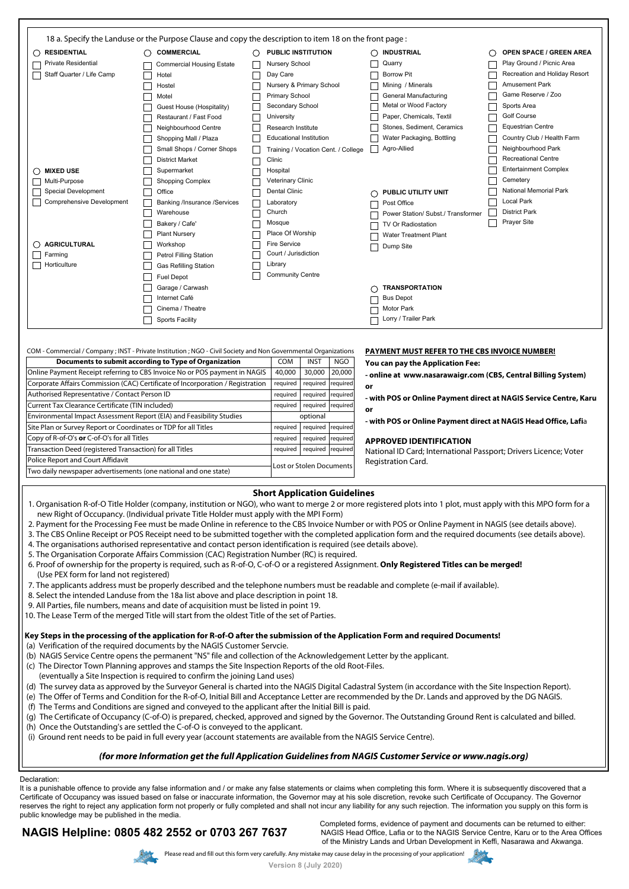18 a. Specify the Landuse or the Purpose Clause and copy the description to item 18 on the front page :

**RESIDENTIAL**
- [ ] Private Residential
- [ ] Staff Quarter / Life Camp

**MIXED USE**
- [ ] Multi-Purpose
- [ ] Special Development
- [ ] Comprehensive Development

**AGRICULTURAL**
- [ ] Farming
- [ ] Horticulture

**COMMERCIAL**
- [ ] Commercial Housing Estate
- [ ] Hotel
- [ ] Hostel
- [ ] Motel
- [ ] Guest House (Hospitality)
- [ ] Restaurant / Fast Food
- [ ] Neighbourhood Centre
- [ ] Shopping Mall / Plaza
- [ ] Small Shops / Corner Shops
- [ ] District Market
- [ ] Supermarket
- [ ] Shopping Complex
- [ ] Office
- [ ] Banking /Insurance /Services
- [ ] Warehouse
- [ ] Bakery / Cafe'
- [ ] Plant Nursery
- [ ] Workshop
- [ ] Petrol Filling Station
- [ ] Gas Refilling Station
- [ ] Fuel Depot
- [ ] Garage / Carwash
- [ ] Internet Café
- [ ] Cinema / Theatre
- [ ] Sports Facility

**PUBLIC INSTITUTION**
- [ ] Nursery School
- [ ] Day Care
- [ ] Nursery & Primary School
- [ ] Primary School
- [ ] Secondary School
- [ ] University
- [ ] Research Institute
- [ ] Educational Institution
- [ ] Training / Vocation Cent. / College
- [ ] Clinic
- [ ] Hospital
- [ ] Veterinary Clinic
- [ ] Dental Clinic
- [ ] Laboratory
- [ ] Church
- [ ] Mosque
- [ ] Place Of Worship
- [ ] Fire Service
- [ ] Court / Jurisdiction
- [ ] Library
- [ ] Community Centre

**INDUSTRIAL**
- [ ] Quarry
- [ ] Borrow Pit
- [ ] Mining / Minerals
- [ ] General Manufacturing
- [ ] Metal or Wood Factory
- [ ] Paper, Chemicals, Textil
- [ ] Stones, Sediment, Ceramics
- [ ] Water Packaging, Bottling
- [ ] Agro-Allied

**PUBLIC UTILITY UNIT**
- [ ] Post Office
- [ ] Power Station/ Subst./ Transformer
- [ ] TV Or Radiostation
- [ ] Water Treatment Plant
- [ ] Dump Site

**TRANSPORTATION**
- [ ] Bus Depot
- [ ] Motor Park
- [ ] Lorry / Trailer Park

**OPEN SPACE / GREEN AREA**
- [ ] Play Ground / Picnic Area
- [ ] Recreation and Holiday Resort
- [ ] Amusement Park
- [ ] Game Reserve / Zoo
- [ ] Sports Area
- [ ] Golf Course
- [ ] Equestrian Centre
- [ ] Country Club / Health Farm
- [ ] Neighbourhood Park
- [ ] Recreational Centre
- [ ] Entertainment Complex
- [ ] Cemetery
- [ ] National Memorial Park
- [ ] Local Park
- [ ] District Park
- [ ] Prayer Site

COM - Commercial / Company ; INST - Private Institution ; NGO - Civil Society and Non Governmental Organizations

| Documents to submit according to Type of Organization | COM | INST | NGO |
|---|---|---|---|
| Online Payment Receipt referring to CBS Invoice No or POS payment in NAGIS | 40,000 | 30,000 | 20,000 |
| Corporate Affairs Commission (CAC) Certificate of Incorporation / Registration | required | required | required |
| Authorised Representative / Contact Person ID | required | required | required |
| Current Tax Clearance Certificate (TIN included) | required | required | required |
| Environmental Impact Assessment Report (EIA) and Feasibility Studies | optional | | |
| Site Plan or Survey Report or Coordinates or TDP for all Titles | required | required | required |
| Copy of R-of-O's **or** C-of-O's for all Titles | required | required | required |
| Transaction Deed (registered Transaction) for all Titles | required | required | required |
| Police Report and Court Affidavit | Lost or Stolen Documents | | |
| Two daily newspaper advertisements (one national and one state) | | | |

**PAYMENT MUST REFER TO THE CBS INVOICE NUMBER!**

**You can pay the Application Fee:**

**- online at www.nasarawaigr.com (CBS, Central Billing System)**

**or**

**- with POS or Online Payment direct at NAGIS Service Centre, Karu**

**or**

**- with POS or Online Payment direct at NAGIS Head Office, Lafia**

**APPROVED IDENTIFICATION**

National ID Card; International Passport; Drivers Licence; Voter Registration Card.

## Short Application Guidelines

1. Organisation R-of-O Title Holder (company, institution or NGO), who want to merge 2 or more registered plots into 1 plot, must apply with this MPO form for a new Right of Occupancy. (Individual private Title Holder must apply with the MPI Form)
2. Payment for the Processing Fee must be made Online in reference to the CBS Invoice Number or with POS or Online Payment in NAGIS (see details above).
3. The CBS Online Receipt or POS Receipt need to be submitted together with the completed application form and the required documents (see details above).
4. The organisations authorised representative and contact person identification is required (see details above).
5. The Organisation Corporate Affairs Commission (CAC) Registration Number (RC) is required.
6. Proof of ownership for the property is required, such as R-of-O, C-of-O or a registered Assignment. **Only Registered Titles can be merged!** (Use PEX form for land not registered)
7. The applicants address must be properly described and the telephone numbers must be readable and complete (e-mail if available).
8. Select the intended Landuse from the 18a list above and place description in point 18.
9. All Parties, file numbers, means and date of acquisition must be listed in point 19.
10. The Lease Term of the merged Title will start from the oldest Title of the set of Parties.

**Key Steps in the processing of the application for R-of-O after the submission of the Application Form and required Documents!**

(a) Verification of the required documents by the NAGIS Customer Servcie.
(b) NAGIS Service Centre opens the permanent "NS" file and collection of the Acknowledgement Letter by the applicant.
(c) The Director Town Planning approves and stamps the Site Inspection Reports of the old Root-Files. (eventually a Site Inspection is required to confirm the joining Land uses)
(d) The survey data as approved by the Surveyor General is charted into the NAGIS Digital Cadastral System (in accordance with the Site Inspection Report).
(e) The Offer of Terms and Condition for the R-of-O, Initial Bill and Acceptance Letter are recommended by the Dr. Lands and approved by the DG NAGIS.
(f) The Terms and Conditions are signed and conveyed to the applicant after the Initial Bill is paid.
(g) The Certificate of Occupancy (C-of-O) is prepared, checked, approved and signed by the Governor. The Outstanding Ground Rent is calculated and billed.
(h) Once the Outstanding's are settled the C-of-O is conveyed to the applicant.
(i) Ground rent needs to be paid in full every year (account statements are available from the NAGIS Service Centre).

***(for more Information get the full Application Guidelines from NAGIS Customer Service or www.nagis.org)***

Declaration:

It is a punishable offence to provide any false information and / or make any false statements or claims when completing this form. Where it is subsequently discovered that a Certificate of Occupancy was issued based on false or inaccurate information, the Governor may at his sole discretion, revoke such Certificate of Occupancy. The Governor reserves the right to reject any application form not properly or fully completed and shall not incur any liability for any such rejection. The information you supply on this form is public knowledge may be published in the media.

## NAGIS Helpline: 0805 482 2552 or 0703 267 7637

Completed forms, evidence of payment and documents can be returned to either: NAGIS Head Office, Lafia or to the NAGIS Service Centre, Karu or to the Area Offices of the Ministry Lands and Urban Development in Keffi, Nasarawa and Akwanga.

Please read and fill out this form very carefully. Any mistake may cause delay in the processing of your application!

Version 8 (July 2020)